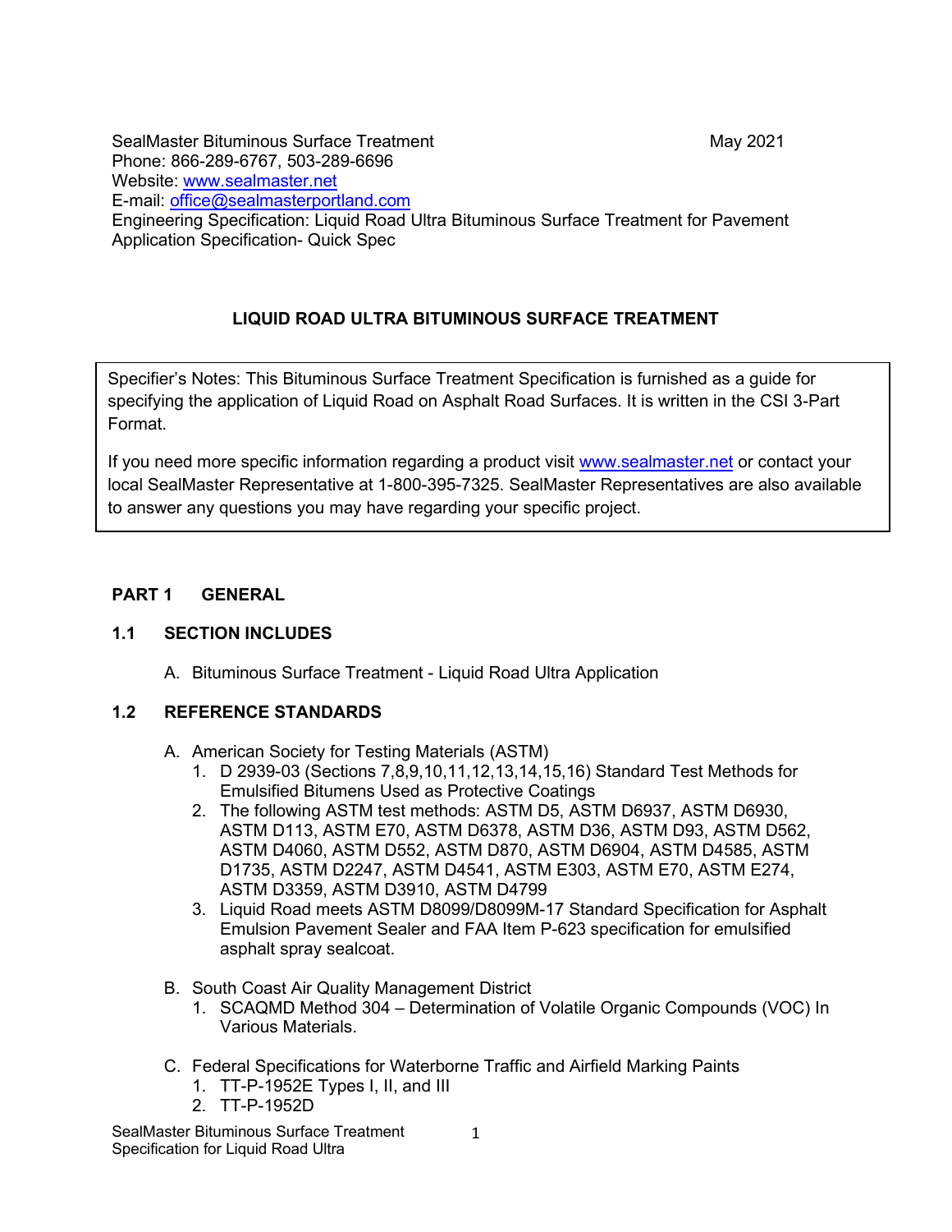SealMaster Bituminous Surface Treatment May 2021
Phone: 866-289-6767, 503-289-6696
Website: www.sealmaster.net
E-mail: office@sealmasterportland.com
Engineering Specification: Liquid Road Ultra Bituminous Surface Treatment for Pavement
Application Specification- Quick Spec

# LIQUID ROAD ULTRA BITUMINOUS SURFACE TREATMENT

> Specifier's Notes: This Bituminous Surface Treatment Specification is furnished as a guide for specifying the application of Liquid Road on Asphalt Road Surfaces. It is written in the CSI 3-Part Format.
>
> If you need more specific information regarding a product visit www.sealmaster.net or contact your local SealMaster Representative at 1-800-395-7325. SealMaster Representatives are also available to answer any questions you may have regarding your specific project.

## PART 1 GENERAL

### 1.1 SECTION INCLUDES

A. Bituminous Surface Treatment - Liquid Road Ultra Application

### 1.2 REFERENCE STANDARDS

A. American Society for Testing Materials (ASTM)
   1. D 2939-03 (Sections 7,8,9,10,11,12,13,14,15,16) Standard Test Methods for Emulsified Bitumens Used as Protective Coatings
   2. The following ASTM test methods: ASTM D5, ASTM D6937, ASTM D6930, ASTM D113, ASTM E70, ASTM D6378, ASTM D36, ASTM D93, ASTM D562, ASTM D4060, ASTM D552, ASTM D870, ASTM D6904, ASTM D4585, ASTM D1735, ASTM D2247, ASTM D4541, ASTM E303, ASTM E70, ASTM E274, ASTM D3359, ASTM D3910, ASTM D4799
   3. Liquid Road meets ASTM D8099/D8099M-17 Standard Specification for Asphalt Emulsion Pavement Sealer and FAA Item P-623 specification for emulsified asphalt spray sealcoat.

B. South Coast Air Quality Management District
   1. SCAQMD Method 304 – Determination of Volatile Organic Compounds (VOC) In Various Materials.

C. Federal Specifications for Waterborne Traffic and Airfield Marking Paints
   1. TT-P-1952E Types I, II, and III
   2. TT-P-1952D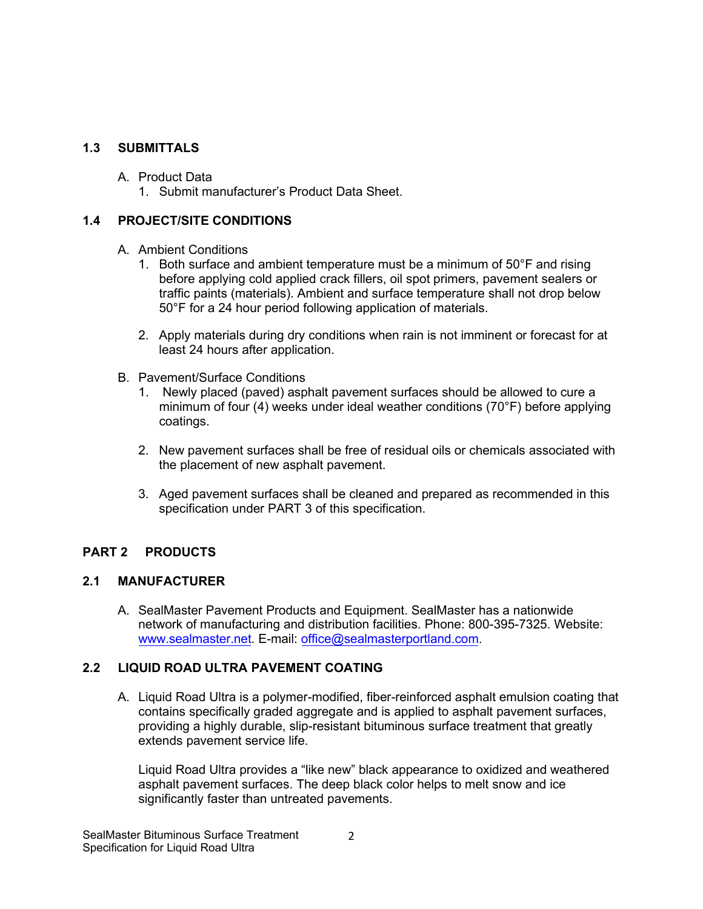### 1.3 SUBMITTALS

A. Product Data
   1. Submit manufacturer's Product Data Sheet.

### 1.4 PROJECT/SITE CONDITIONS

A. Ambient Conditions
   1. Both surface and ambient temperature must be a minimum of 50°F and rising before applying cold applied crack fillers, oil spot primers, pavement sealers or traffic paints (materials). Ambient and surface temperature shall not drop below 50°F for a 24 hour period following application of materials.

   2. Apply materials during dry conditions when rain is not imminent or forecast for at least 24 hours after application.

B. Pavement/Surface Conditions
   1. Newly placed (paved) asphalt pavement surfaces should be allowed to cure a minimum of four (4) weeks under ideal weather conditions (70°F) before applying coatings.

   2. New pavement surfaces shall be free of residual oils or chemicals associated with the placement of new asphalt pavement.

   3. Aged pavement surfaces shall be cleaned and prepared as recommended in this specification under PART 3 of this specification.

## PART 2 PRODUCTS

### 2.1 MANUFACTURER

A. SealMaster Pavement Products and Equipment. SealMaster has a nationwide network of manufacturing and distribution facilities. Phone: 800-395-7325. Website: [www.sealmaster.net](http://www.sealmaster.net). E-mail: [office@sealmasterportland.com](mailto:office@sealmasterportland.com).

### 2.2 LIQUID ROAD ULTRA PAVEMENT COATING

A. Liquid Road Ultra is a polymer-modified, fiber-reinforced asphalt emulsion coating that contains specifically graded aggregate and is applied to asphalt pavement surfaces, providing a highly durable, slip-resistant bituminous surface treatment that greatly extends pavement service life.

   Liquid Road Ultra provides a "like new" black appearance to oxidized and weathered asphalt pavement surfaces. The deep black color helps to melt snow and ice significantly faster than untreated pavements.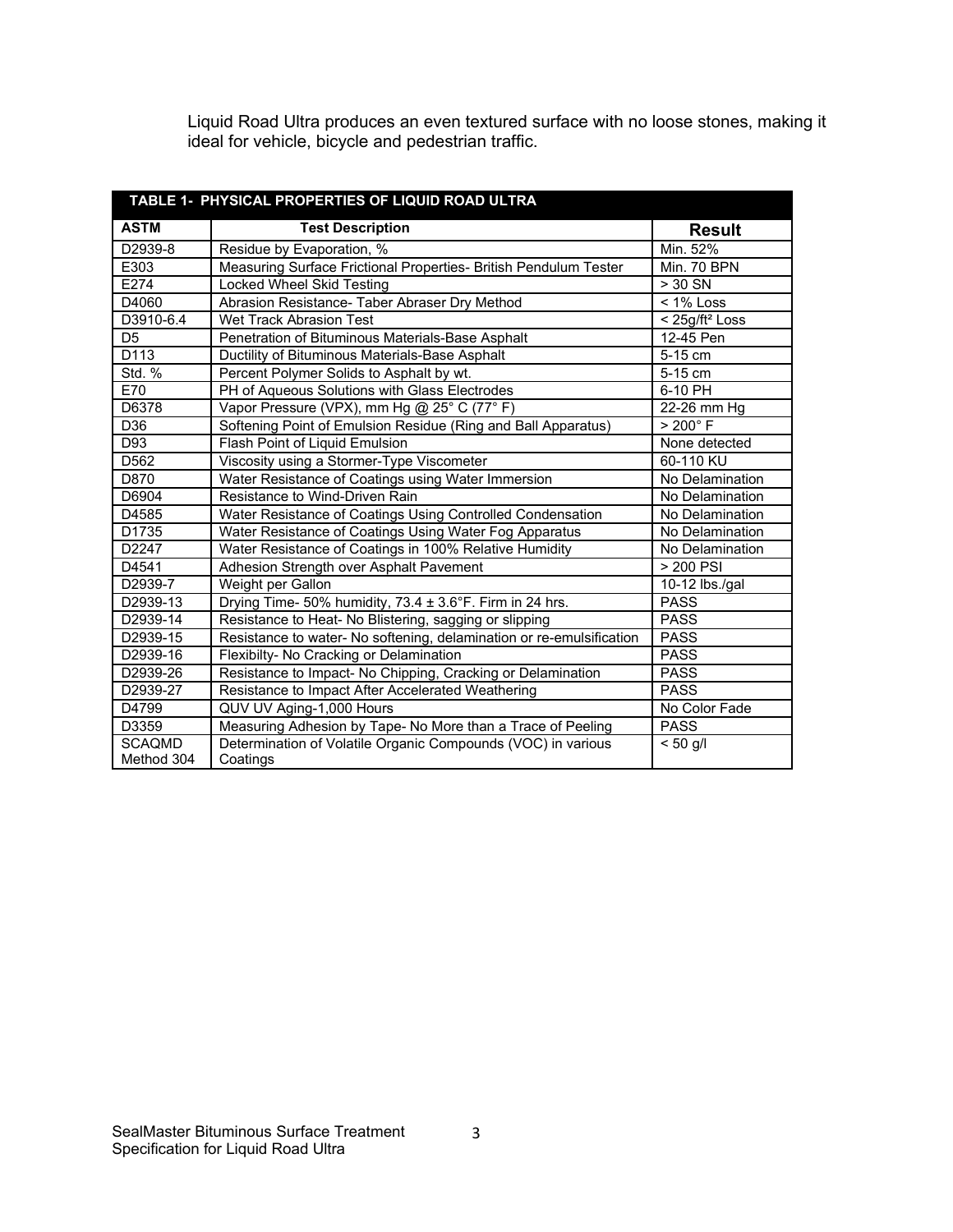Liquid Road Ultra produces an even textured surface with no loose stones, making it ideal for vehicle, bicycle and pedestrian traffic.

**TABLE 1- PHYSICAL PROPERTIES OF LIQUID ROAD ULTRA**

| ASTM | Test Description | Result |
|---|---|---|
| D2939-8 | Residue by Evaporation, % | Min. 52% |
| E303 | Measuring Surface Frictional Properties- British Pendulum Tester | Min. 70 BPN |
| E274 | Locked Wheel Skid Testing | > 30 SN |
| D4060 | Abrasion Resistance- Taber Abraser Dry Method | < 1% Loss |
| D3910-6.4 | Wet Track Abrasion Test | < 25g/ft² Loss |
| D5 | Penetration of Bituminous Materials-Base Asphalt | 12-45 Pen |
| D113 | Ductility of Bituminous Materials-Base Asphalt | 5-15 cm |
| Std. % | Percent Polymer Solids to Asphalt by wt. | 5-15 cm |
| E70 | PH of Aqueous Solutions with Glass Electrodes | 6-10 PH |
| D6378 | Vapor Pressure (VPX), mm Hg @ 25° C (77° F) | 22-26 mm Hg |
| D36 | Softening Point of Emulsion Residue (Ring and Ball Apparatus) | > 200° F |
| D93 | Flash Point of Liquid Emulsion | None detected |
| D562 | Viscosity using a Stormer-Type Viscometer | 60-110 KU |
| D870 | Water Resistance of Coatings using Water Immersion | No Delamination |
| D6904 | Resistance to Wind-Driven Rain | No Delamination |
| D4585 | Water Resistance of Coatings Using Controlled Condensation | No Delamination |
| D1735 | Water Resistance of Coatings Using Water Fog Apparatus | No Delamination |
| D2247 | Water Resistance of Coatings in 100% Relative Humidity | No Delamination |
| D4541 | Adhesion Strength over Asphalt Pavement | > 200 PSI |
| D2939-7 | Weight per Gallon | 10-12 lbs./gal |
| D2939-13 | Drying Time- 50% humidity, 73.4 ± 3.6°F. Firm in 24 hrs. | PASS |
| D2939-14 | Resistance to Heat- No Blistering, sagging or slipping | PASS |
| D2939-15 | Resistance to water- No softening, delamination or re-emulsification | PASS |
| D2939-16 | Flexibilty- No Cracking or Delamination | PASS |
| D2939-26 | Resistance to Impact- No Chipping, Cracking or Delamination | PASS |
| D2939-27 | Resistance to Impact After Accelerated Weathering | PASS |
| D4799 | QUV UV Aging-1,000 Hours | No Color Fade |
| D3359 | Measuring Adhesion by Tape- No More than a Trace of Peeling | PASS |
| SCAQMD Method 304 | Determination of Volatile Organic Compounds (VOC) in various Coatings | < 50 g/l |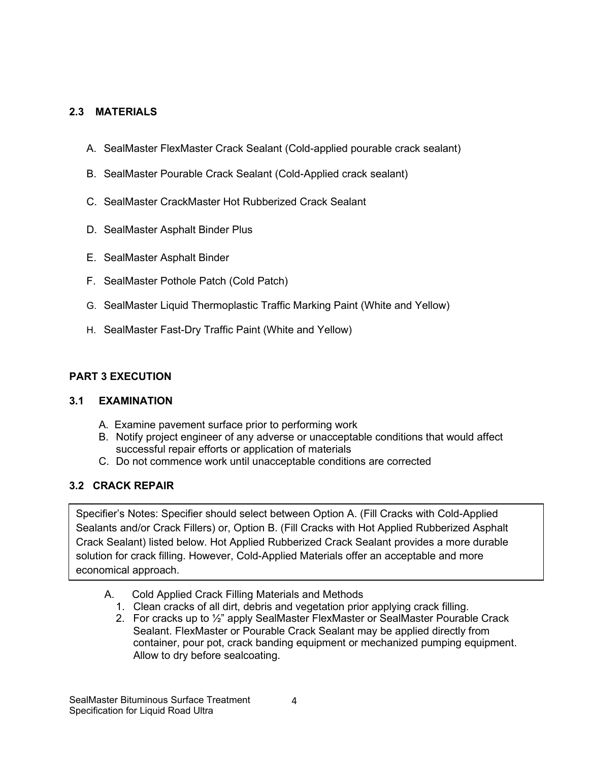## 2.3 MATERIALS

A. SealMaster FlexMaster Crack Sealant (Cold-applied pourable crack sealant)

B. SealMaster Pourable Crack Sealant (Cold-Applied crack sealant)

C. SealMaster CrackMaster Hot Rubberized Crack Sealant

D. SealMaster Asphalt Binder Plus

E. SealMaster Asphalt Binder

F. SealMaster Pothole Patch (Cold Patch)

G. SealMaster Liquid Thermoplastic Traffic Marking Paint (White and Yellow)

H. SealMaster Fast-Dry Traffic Paint (White and Yellow)

# PART 3 EXECUTION

## 3.1 EXAMINATION

A. Examine pavement surface prior to performing work
B. Notify project engineer of any adverse or unacceptable conditions that would affect successful repair efforts or application of materials
C. Do not commence work until unacceptable conditions are corrected

## 3.2 CRACK REPAIR

Specifier's Notes: Specifier should select between Option A. (Fill Cracks with Cold-Applied Sealants and/or Crack Fillers) or, Option B. (Fill Cracks with Hot Applied Rubberized Asphalt Crack Sealant) listed below. Hot Applied Rubberized Crack Sealant provides a more durable solution for crack filling. However, Cold-Applied Materials offer an acceptable and more economical approach.

A. Cold Applied Crack Filling Materials and Methods
   1. Clean cracks of all dirt, debris and vegetation prior applying crack filling.
   2. For cracks up to ½" apply SealMaster FlexMaster or SealMaster Pourable Crack Sealant. FlexMaster or Pourable Crack Sealant may be applied directly from container, pour pot, crack banding equipment or mechanized pumping equipment. Allow to dry before sealcoating.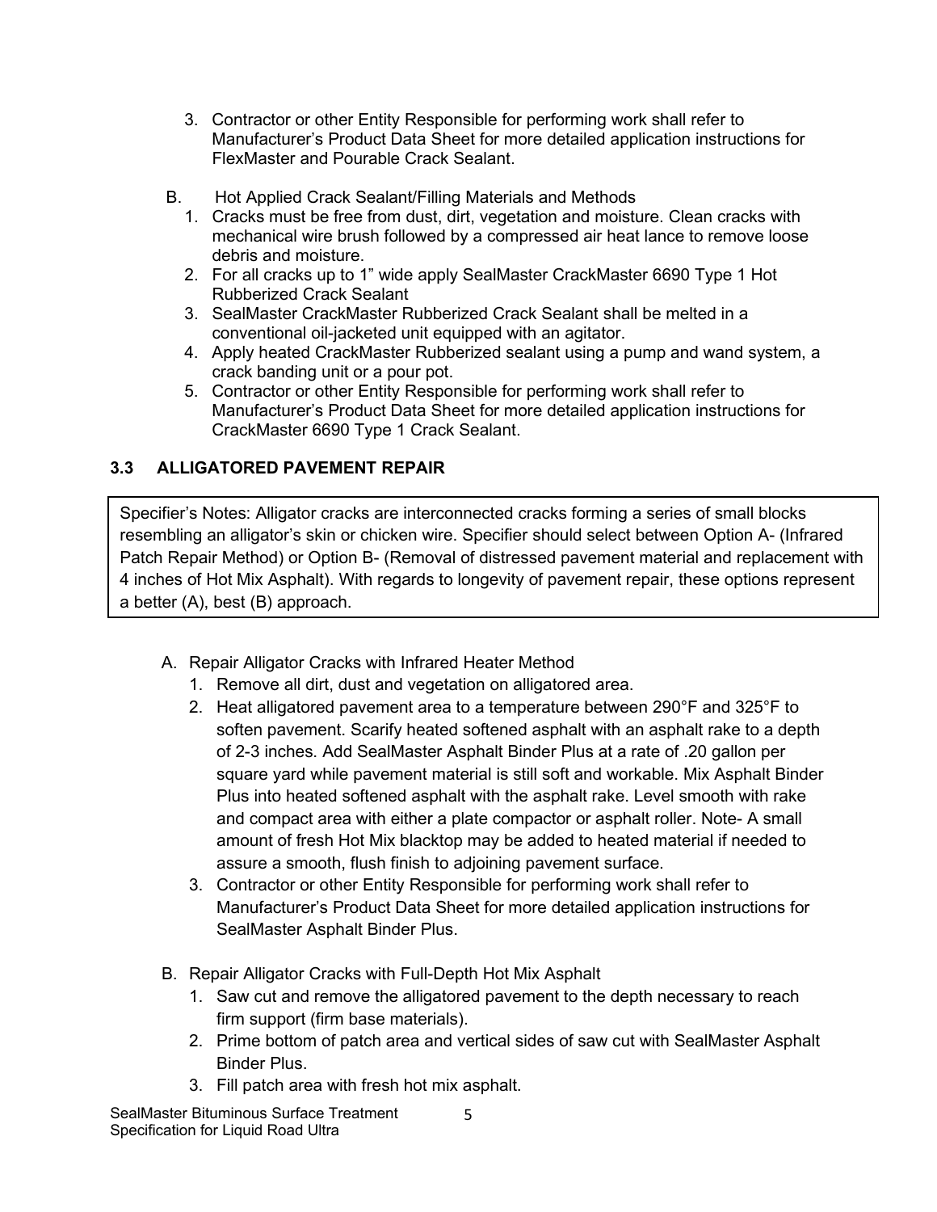3. Contractor or other Entity Responsible for performing work shall refer to Manufacturer's Product Data Sheet for more detailed application instructions for FlexMaster and Pourable Crack Sealant.

B. Hot Applied Crack Sealant/Filling Materials and Methods

1. Cracks must be free from dust, dirt, vegetation and moisture. Clean cracks with mechanical wire brush followed by a compressed air heat lance to remove loose debris and moisture.
2. For all cracks up to 1" wide apply SealMaster CrackMaster 6690 Type 1 Hot Rubberized Crack Sealant
3. SealMaster CrackMaster Rubberized Crack Sealant shall be melted in a conventional oil-jacketed unit equipped with an agitator.
4. Apply heated CrackMaster Rubberized sealant using a pump and wand system, a crack banding unit or a pour pot.
5. Contractor or other Entity Responsible for performing work shall refer to Manufacturer's Product Data Sheet for more detailed application instructions for CrackMaster 6690 Type 1 Crack Sealant.

## 3.3 ALLIGATORED PAVEMENT REPAIR

> Specifier's Notes: Alligator cracks are interconnected cracks forming a series of small blocks resembling an alligator's skin or chicken wire. Specifier should select between Option A- (Infrared Patch Repair Method) or Option B- (Removal of distressed pavement material and replacement with 4 inches of Hot Mix Asphalt). With regards to longevity of pavement repair, these options represent a better (A), best (B) approach.

A. Repair Alligator Cracks with Infrared Heater Method

1. Remove all dirt, dust and vegetation on alligatored area.
2. Heat alligatored pavement area to a temperature between 290°F and 325°F to soften pavement. Scarify heated softened asphalt with an asphalt rake to a depth of 2-3 inches. Add SealMaster Asphalt Binder Plus at a rate of .20 gallon per square yard while pavement material is still soft and workable. Mix Asphalt Binder Plus into heated softened asphalt with the asphalt rake. Level smooth with rake and compact area with either a plate compactor or asphalt roller. Note- A small amount of fresh Hot Mix blacktop may be added to heated material if needed to assure a smooth, flush finish to adjoining pavement surface.
3. Contractor or other Entity Responsible for performing work shall refer to Manufacturer's Product Data Sheet for more detailed application instructions for SealMaster Asphalt Binder Plus.

B. Repair Alligator Cracks with Full-Depth Hot Mix Asphalt

1. Saw cut and remove the alligatored pavement to the depth necessary to reach firm support (firm base materials).
2. Prime bottom of patch area and vertical sides of saw cut with SealMaster Asphalt Binder Plus.
3. Fill patch area with fresh hot mix asphalt.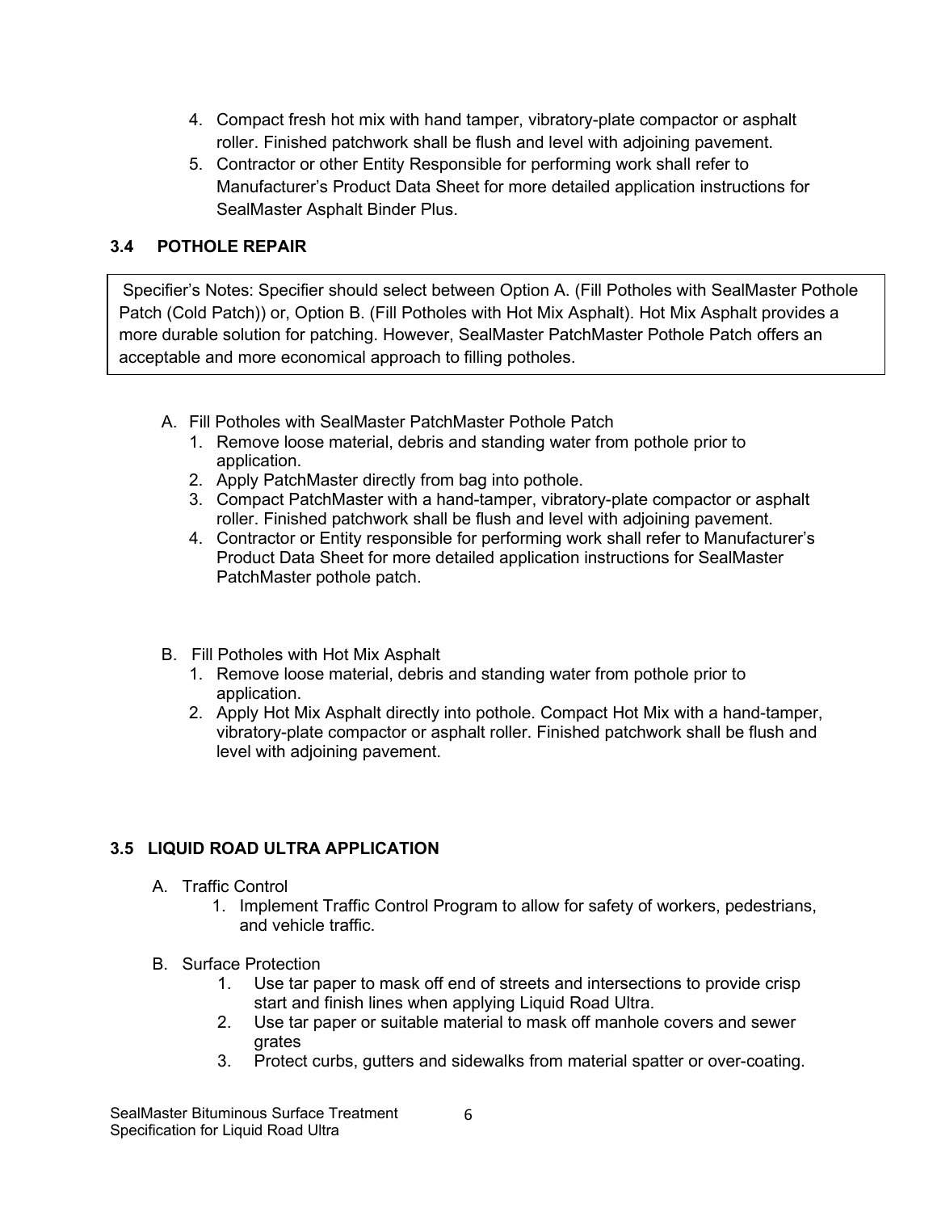4. Compact fresh hot mix with hand tamper, vibratory-plate compactor or asphalt roller. Finished patchwork shall be flush and level with adjoining pavement.
5. Contractor or other Entity Responsible for performing work shall refer to Manufacturer's Product Data Sheet for more detailed application instructions for SealMaster Asphalt Binder Plus.

### 3.4 POTHOLE REPAIR

> Specifier's Notes: Specifier should select between Option A. (Fill Potholes with SealMaster Pothole Patch (Cold Patch)) or, Option B. (Fill Potholes with Hot Mix Asphalt). Hot Mix Asphalt provides a more durable solution for patching. However, SealMaster PatchMaster Pothole Patch offers an acceptable and more economical approach to filling potholes.

A. Fill Potholes with SealMaster PatchMaster Pothole Patch
   1. Remove loose material, debris and standing water from pothole prior to application.
   2. Apply PatchMaster directly from bag into pothole.
   3. Compact PatchMaster with a hand-tamper, vibratory-plate compactor or asphalt roller. Finished patchwork shall be flush and level with adjoining pavement.
   4. Contractor or Entity responsible for performing work shall refer to Manufacturer's Product Data Sheet for more detailed application instructions for SealMaster PatchMaster pothole patch.

B. Fill Potholes with Hot Mix Asphalt
   1. Remove loose material, debris and standing water from pothole prior to application.
   2. Apply Hot Mix Asphalt directly into pothole. Compact Hot Mix with a hand-tamper, vibratory-plate compactor or asphalt roller. Finished patchwork shall be flush and level with adjoining pavement.

### 3.5 LIQUID ROAD ULTRA APPLICATION

A. Traffic Control
   1. Implement Traffic Control Program to allow for safety of workers, pedestrians, and vehicle traffic.

B. Surface Protection
   1. Use tar paper to mask off end of streets and intersections to provide crisp start and finish lines when applying Liquid Road Ultra.
   2. Use tar paper or suitable material to mask off manhole covers and sewer grates
   3. Protect curbs, gutters and sidewalks from material spatter or over-coating.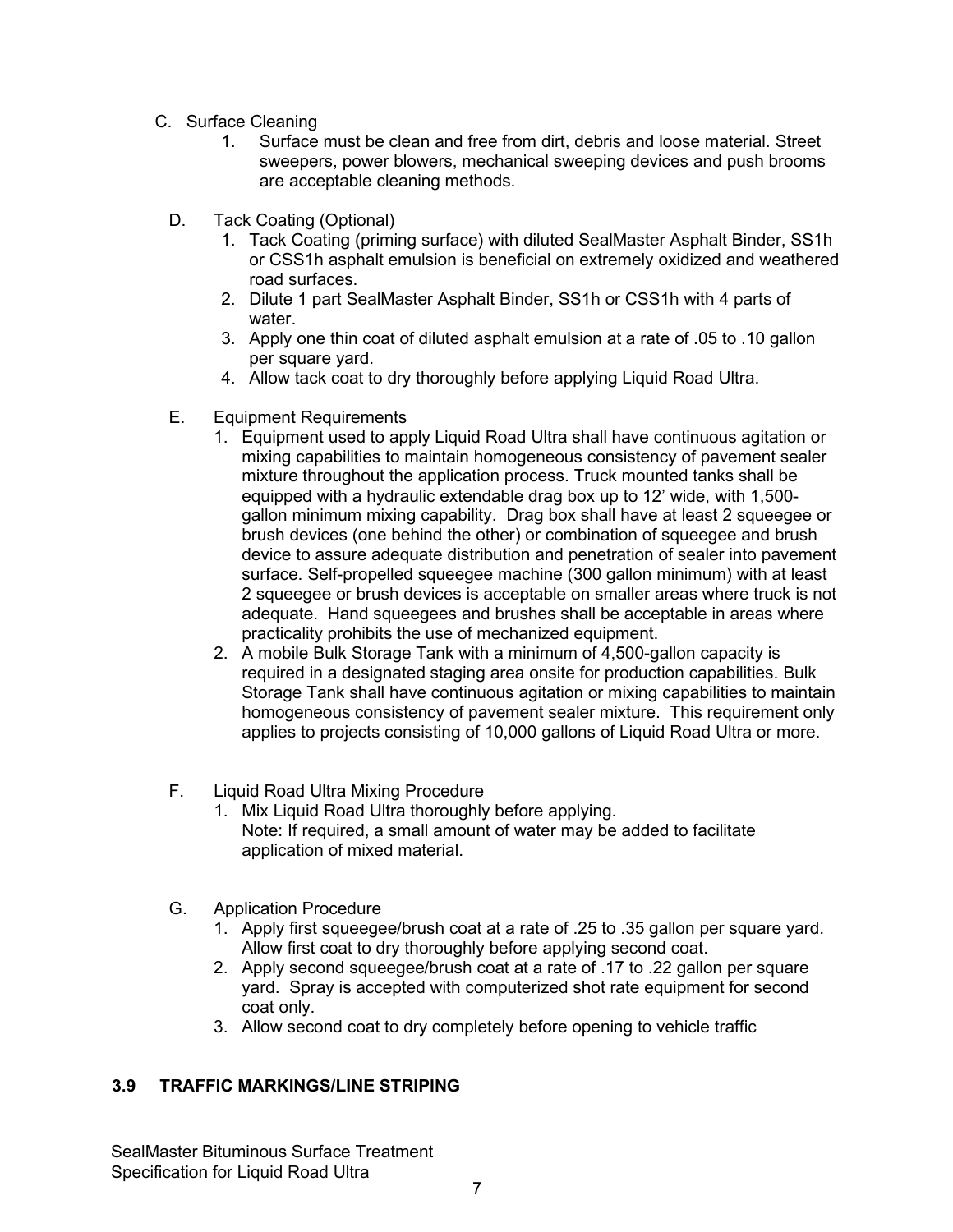C. Surface Cleaning

1. Surface must be clean and free from dirt, debris and loose material. Street sweepers, power blowers, mechanical sweeping devices and push brooms are acceptable cleaning methods.

D. Tack Coating (Optional)

1. Tack Coating (priming surface) with diluted SealMaster Asphalt Binder, SS1h or CSS1h asphalt emulsion is beneficial on extremely oxidized and weathered road surfaces.
2. Dilute 1 part SealMaster Asphalt Binder, SS1h or CSS1h with 4 parts of water.
3. Apply one thin coat of diluted asphalt emulsion at a rate of .05 to .10 gallon per square yard.
4. Allow tack coat to dry thoroughly before applying Liquid Road Ultra.

E. Equipment Requirements

1. Equipment used to apply Liquid Road Ultra shall have continuous agitation or mixing capabilities to maintain homogeneous consistency of pavement sealer mixture throughout the application process. Truck mounted tanks shall be equipped with a hydraulic extendable drag box up to 12' wide, with 1,500-gallon minimum mixing capability. Drag box shall have at least 2 squeegee or brush devices (one behind the other) or combination of squeegee and brush device to assure adequate distribution and penetration of sealer into pavement surface. Self-propelled squeegee machine (300 gallon minimum) with at least 2 squeegee or brush devices is acceptable on smaller areas where truck is not adequate. Hand squeegees and brushes shall be acceptable in areas where practicality prohibits the use of mechanized equipment.
2. A mobile Bulk Storage Tank with a minimum of 4,500-gallon capacity is required in a designated staging area onsite for production capabilities. Bulk Storage Tank shall have continuous agitation or mixing capabilities to maintain homogeneous consistency of pavement sealer mixture. This requirement only applies to projects consisting of 10,000 gallons of Liquid Road Ultra or more.

F. Liquid Road Ultra Mixing Procedure

1. Mix Liquid Road Ultra thoroughly before applying.
   Note: If required, a small amount of water may be added to facilitate application of mixed material.

G. Application Procedure

1. Apply first squeegee/brush coat at a rate of .25 to .35 gallon per square yard. Allow first coat to dry thoroughly before applying second coat.
2. Apply second squeegee/brush coat at a rate of .17 to .22 gallon per square yard. Spray is accepted with computerized shot rate equipment for second coat only.
3. Allow second coat to dry completely before opening to vehicle traffic

## 3.9 TRAFFIC MARKINGS/LINE STRIPING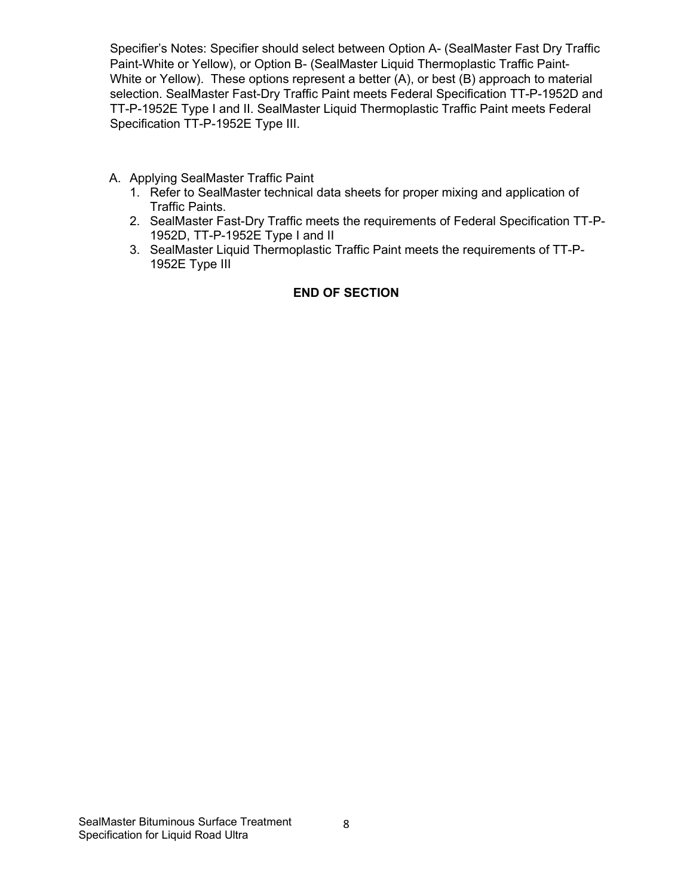Specifier's Notes: Specifier should select between Option A- (SealMaster Fast Dry Traffic Paint-White or Yellow), or Option B- (SealMaster Liquid Thermoplastic Traffic Paint-White or Yellow). These options represent a better (A), or best (B) approach to material selection. SealMaster Fast-Dry Traffic Paint meets Federal Specification TT-P-1952D and TT-P-1952E Type I and II. SealMaster Liquid Thermoplastic Traffic Paint meets Federal Specification TT-P-1952E Type III.

A. Applying SealMaster Traffic Paint
   1. Refer to SealMaster technical data sheets for proper mixing and application of Traffic Paints.
   2. SealMaster Fast-Dry Traffic meets the requirements of Federal Specification TT-P-1952D, TT-P-1952E Type I and II
   3. SealMaster Liquid Thermoplastic Traffic Paint meets the requirements of TT-P-1952E Type III

**END OF SECTION**